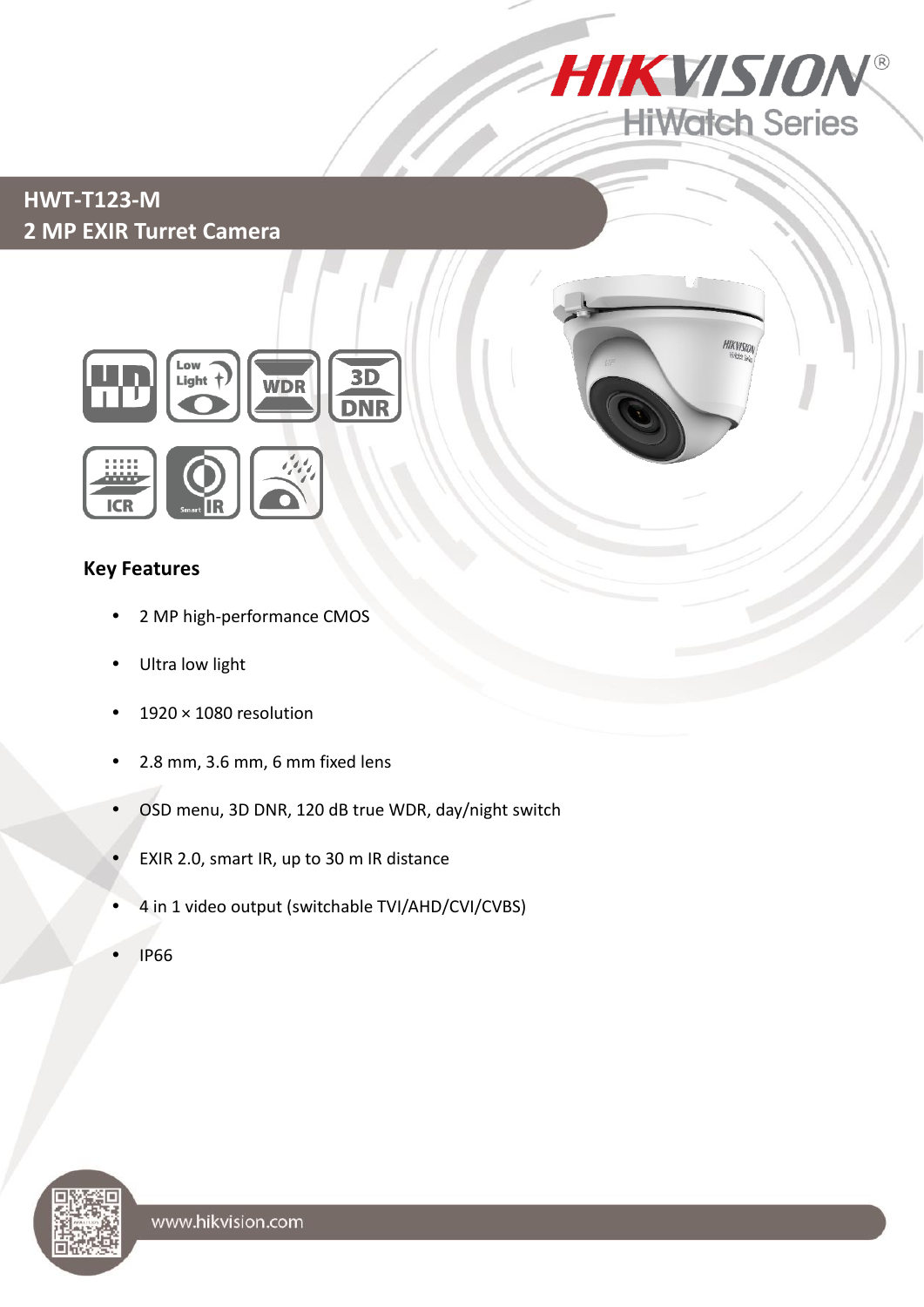HIKVISION
HiWatch Series

# HWT-T123-M
## 2 MP EXIR Turret Camera

### Key Features

- 2 MP high-performance CMOS
- Ultra low light
- 1920 × 1080 resolution
- 2.8 mm, 3.6 mm, 6 mm fixed lens
- OSD menu, 3D DNR, 120 dB true WDR, day/night switch
- EXIR 2.0, smart IR, up to 30 m IR distance
- 4 in 1 video output (switchable TVI/AHD/CVI/CVBS)
- IP66

www.hikvision.com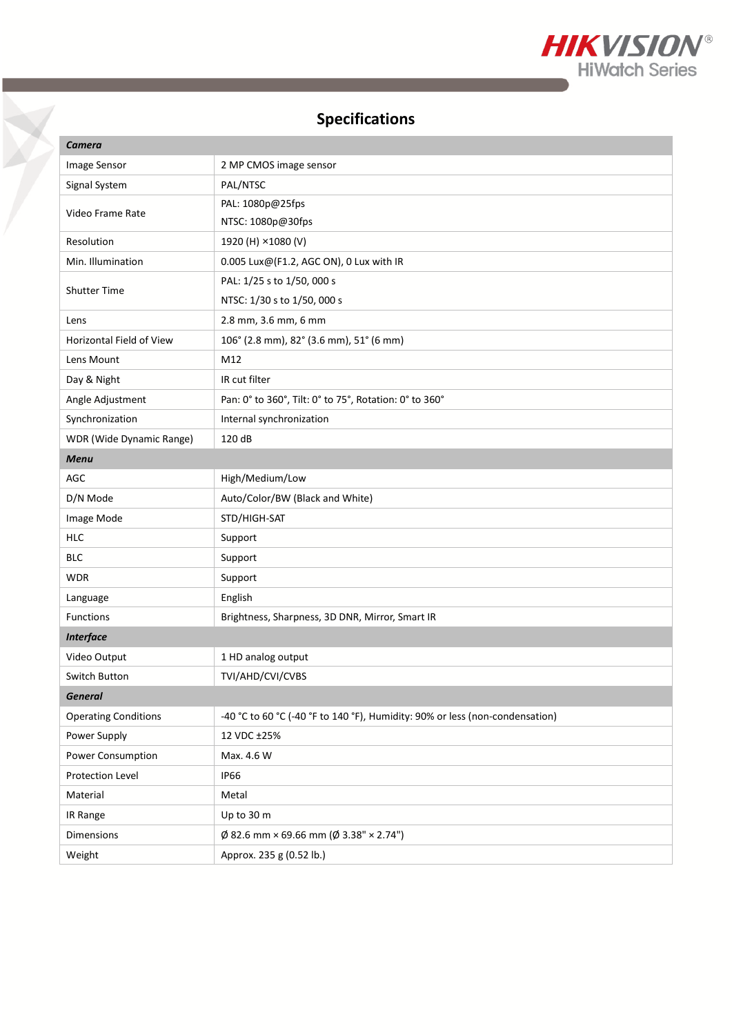## Specifications

| ***Camera*** | |
|---|---|
| Image Sensor | 2 MP CMOS image sensor |
| Signal System | PAL/NTSC |
| Video Frame Rate | PAL: 1080p@25fps<br>NTSC: 1080p@30fps |
| Resolution | 1920 (H) ×1080 (V) |
| Min. Illumination | 0.005 Lux@(F1.2, AGC ON), 0 Lux with IR |
| Shutter Time | PAL: 1/25 s to 1/50, 000 s<br>NTSC: 1/30 s to 1/50, 000 s |
| Lens | 2.8 mm, 3.6 mm, 6 mm |
| Horizontal Field of View | 106° (2.8 mm), 82° (3.6 mm), 51° (6 mm) |
| Lens Mount | M12 |
| Day & Night | IR cut filter |
| Angle Adjustment | Pan: 0° to 360°, Tilt: 0° to 75°, Rotation: 0° to 360° |
| Synchronization | Internal synchronization |
| WDR (Wide Dynamic Range) | 120 dB |
| ***Menu*** | |
| AGC | High/Medium/Low |
| D/N Mode | Auto/Color/BW (Black and White) |
| Image Mode | STD/HIGH-SAT |
| HLC | Support |
| BLC | Support |
| WDR | Support |
| Language | English |
| Functions | Brightness, Sharpness, 3D DNR, Mirror, Smart IR |
| ***Interface*** | |
| Video Output | 1 HD analog output |
| Switch Button | TVI/AHD/CVI/CVBS |
| ***General*** | |
| Operating Conditions | -40 °C to 60 °C (-40 °F to 140 °F), Humidity: 90% or less (non-condensation) |
| Power Supply | 12 VDC ±25% |
| Power Consumption | Max. 4.6 W |
| Protection Level | IP66 |
| Material | Metal |
| IR Range | Up to 30 m |
| Dimensions | Ø 82.6 mm × 69.66 mm (Ø 3.38" × 2.74") |
| Weight | Approx. 235 g (0.52 lb.) |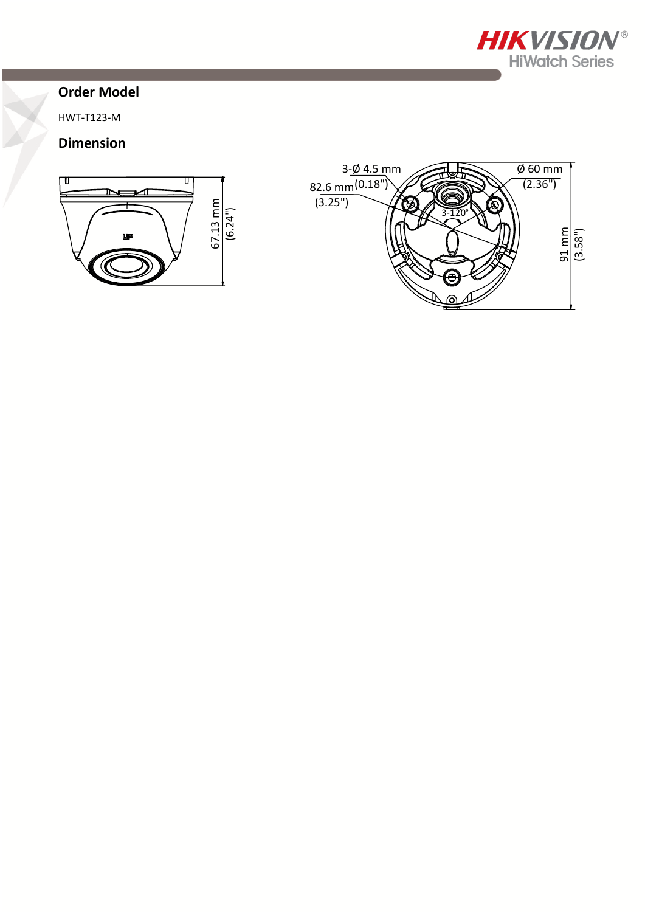## Order Model

HWT-T123-M

## Dimension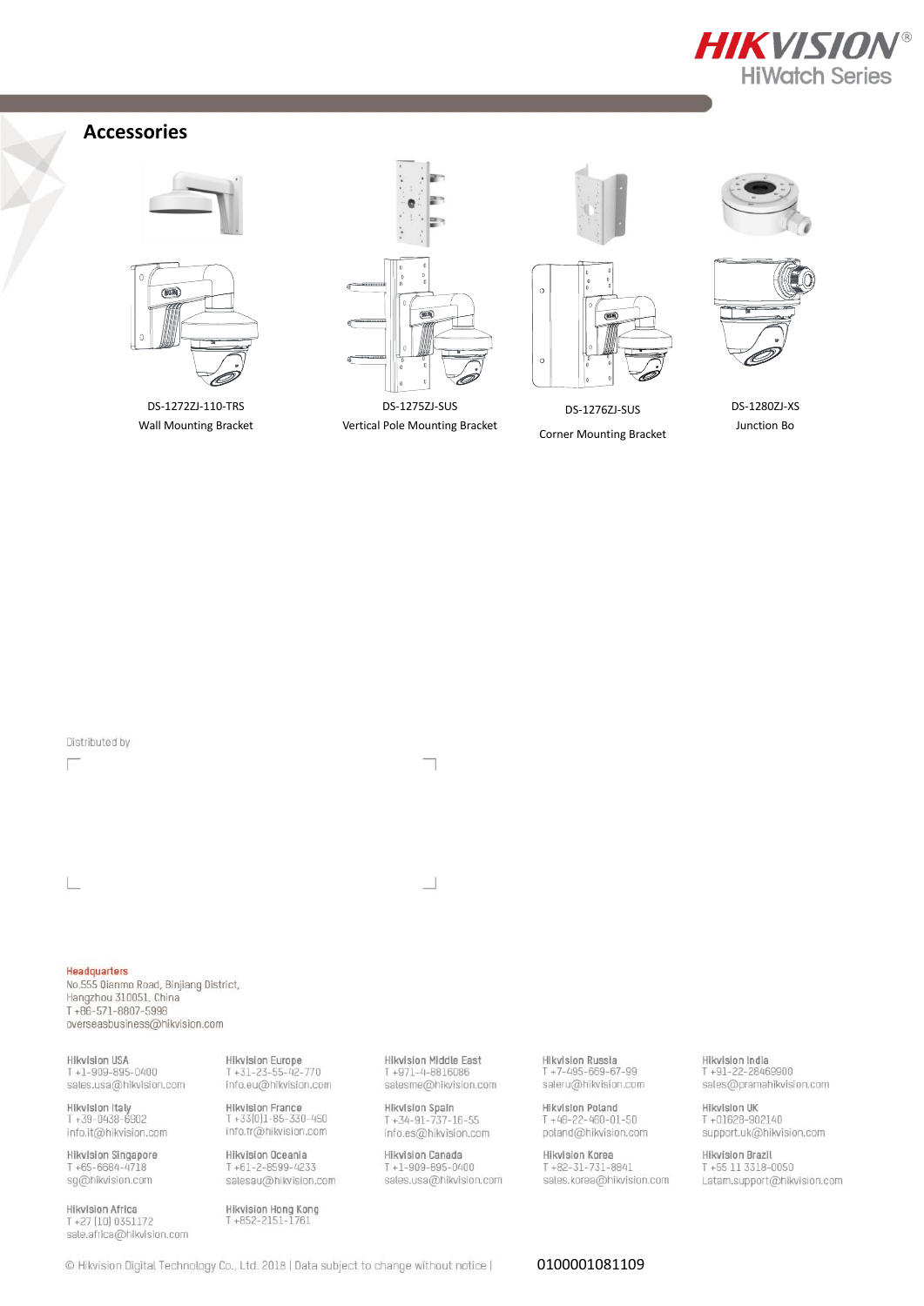## Accessories

DS-1272ZJ-110-TRS
Wall Mounting Bracket

DS-1275ZJ-SUS
Vertical Pole Mounting Bracket

DS-1276ZJ-SUS
Corner Mounting Bracket

DS-1280ZJ-XS
Junction Bo

Distributed by

**Headquarters**
No.555 Qianmo Road, Binjiang District,
Hangzhou 310051, China
T +86-571-8807-5998
overseasbusiness@hikvision.com

**Hikvision USA**
T +1-909-895-0400
sales.usa@hikvision.com

**Hikvision Europe**
T +31-23-55-42-770
info.eu@hikvision.com

**Hikvision Middle East**
T +971-4-8816086
salesme@hikvision.com

**Hikvision Russia**
T +7-495-669-67-99
saleru@hikvision.com

**Hikvision India**
T +91-22-28469900
sales@pramahikvision.com

**Hikvision Italy**
T +39-0438-6902
info.it@hikvision.com

**Hikvision France**
T +33(0)1-85-330-450
info.fr@hikvision.com

**Hikvision Spain**
T +34-91-737-16-55
info.es@hikvision.com

**Hikvision Poland**
T +48-22-460-01-50
poland@hikvision.com

**Hikvision UK**
T +01628-902140
support.uk@hikvision.com

**Hikvision Singapore**
T +65-6684-4718
sg@hikvision.com

**Hikvision Oceania**
T +61-2-8599-4233
salesau@hikvision.com

**Hikvision Canada**
T +1-909-895-0400
sales.usa@hikvision.com

**Hikvision Korea**
T +82-31-731-8841
sales.korea@hikvision.com

**Hikvision Brazil**
T +55 11 3318-0050
Latam.support@hikvision.com

**Hikvision Africa**
T +27 (10) 0351172
sale.africa@hikvision.com

**Hikvision Hong Kong**
T +852-2151-1761

© Hikvision Digital Technology Co., Ltd. 2018 | Data subject to change without notice | 0100001081109